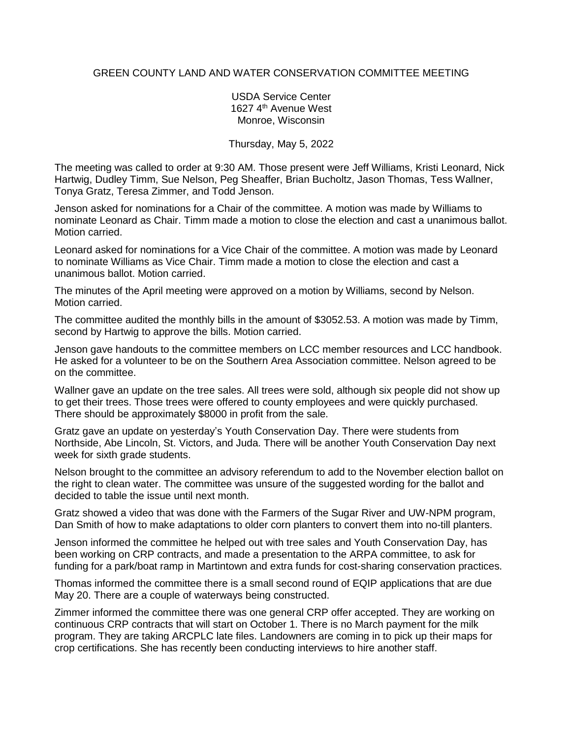# GREEN COUNTY LAND AND WATER CONSERVATION COMMITTEE MEETING

USDA Service Center
1627 4th Avenue West
Monroe, Wisconsin

Thursday, May 5, 2022

The meeting was called to order at 9:30 AM. Those present were Jeff Williams, Kristi Leonard, Nick Hartwig, Dudley Timm, Sue Nelson, Peg Sheaffer, Brian Bucholtz, Jason Thomas, Tess Wallner, Tonya Gratz, Teresa Zimmer, and Todd Jenson.

Jenson asked for nominations for a Chair of the committee. A motion was made by Williams to nominate Leonard as Chair. Timm made a motion to close the election and cast a unanimous ballot. Motion carried.

Leonard asked for nominations for a Vice Chair of the committee. A motion was made by Leonard to nominate Williams as Vice Chair. Timm made a motion to close the election and cast a unanimous ballot. Motion carried.

The minutes of the April meeting were approved on a motion by Williams, second by Nelson. Motion carried.

The committee audited the monthly bills in the amount of $3052.53. A motion was made by Timm, second by Hartwig to approve the bills. Motion carried.

Jenson gave handouts to the committee members on LCC member resources and LCC handbook. He asked for a volunteer to be on the Southern Area Association committee. Nelson agreed to be on the committee.

Wallner gave an update on the tree sales. All trees were sold, although six people did not show up to get their trees. Those trees were offered to county employees and were quickly purchased. There should be approximately $8000 in profit from the sale.

Gratz gave an update on yesterday's Youth Conservation Day. There were students from Northside, Abe Lincoln, St. Victors, and Juda. There will be another Youth Conservation Day next week for sixth grade students.

Nelson brought to the committee an advisory referendum to add to the November election ballot on the right to clean water. The committee was unsure of the suggested wording for the ballot and decided to table the issue until next month.

Gratz showed a video that was done with the Farmers of the Sugar River and UW-NPM program, Dan Smith of how to make adaptations to older corn planters to convert them into no-till planters.

Jenson informed the committee he helped out with tree sales and Youth Conservation Day, has been working on CRP contracts, and made a presentation to the ARPA committee, to ask for funding for a park/boat ramp in Martintown and extra funds for cost-sharing conservation practices.

Thomas informed the committee there is a small second round of EQIP applications that are due May 20. There are a couple of waterways being constructed.

Zimmer informed the committee there was one general CRP offer accepted. They are working on continuous CRP contracts that will start on October 1. There is no March payment for the milk program. They are taking ARCPLC late files. Landowners are coming in to pick up their maps for crop certifications. She has recently been conducting interviews to hire another staff.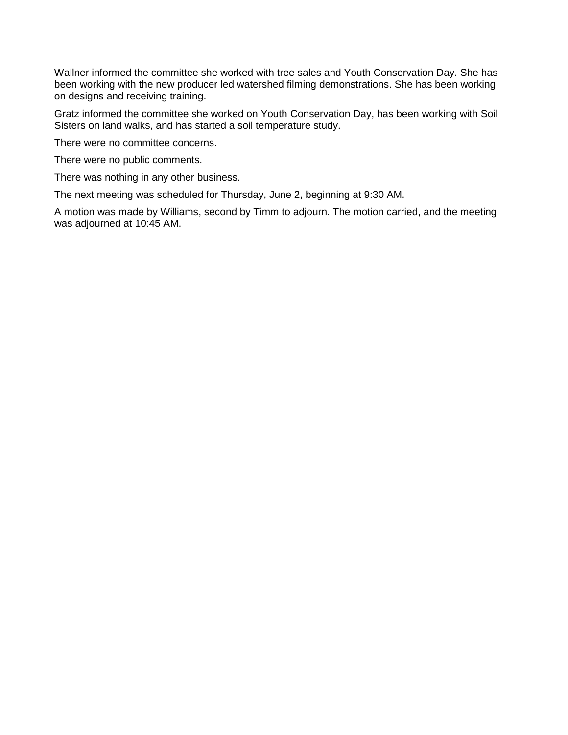Wallner informed the committee she worked with tree sales and Youth Conservation Day. She has been working with the new producer led watershed filming demonstrations. She has been working on designs and receiving training.

Gratz informed the committee she worked on Youth Conservation Day, has been working with Soil Sisters on land walks, and has started a soil temperature study.

There were no committee concerns.

There were no public comments.

There was nothing in any other business.

The next meeting was scheduled for Thursday, June 2, beginning at 9:30 AM.

A motion was made by Williams, second by Timm to adjourn. The motion carried, and the meeting was adjourned at 10:45 AM.